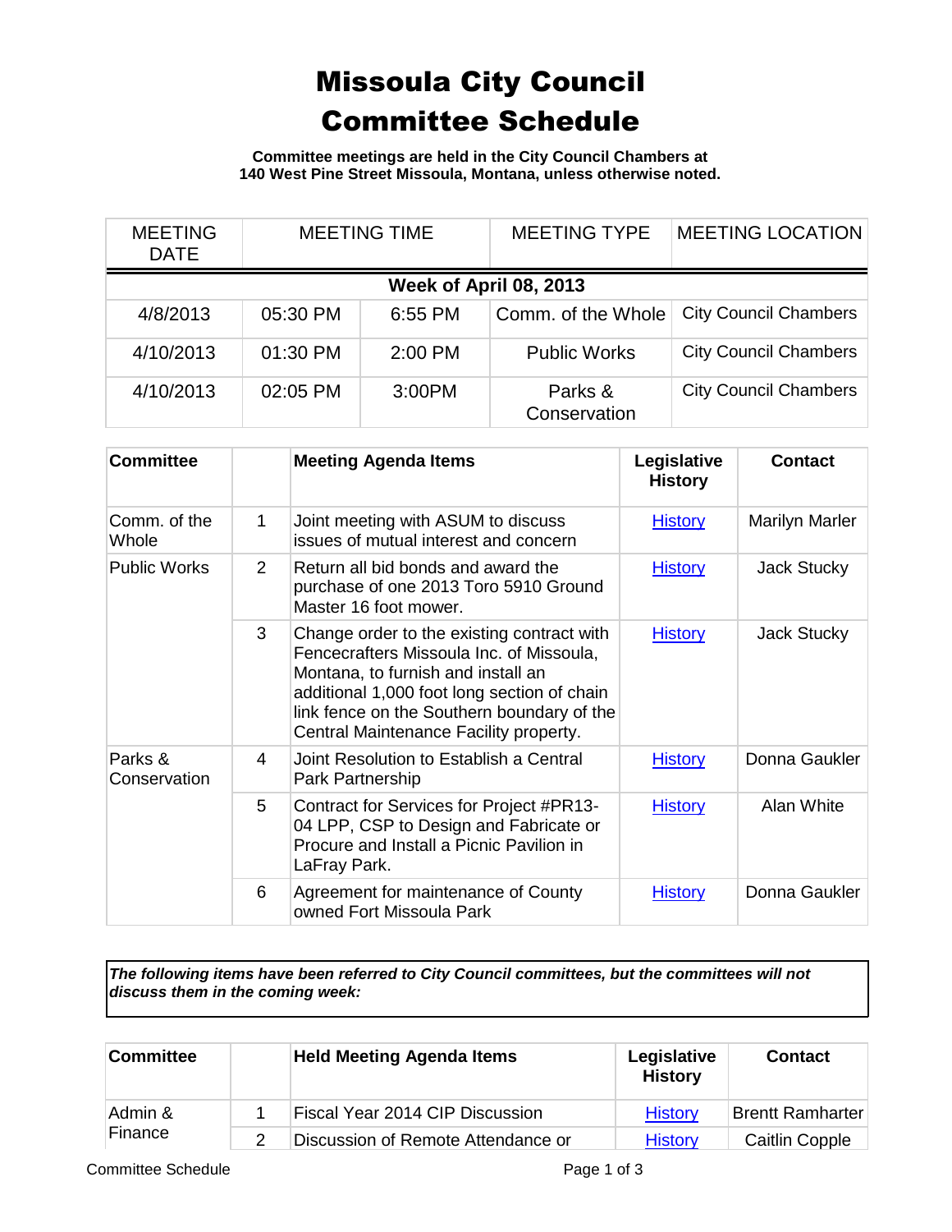# Missoula City Council Committee Schedule

**Committee meetings are held in the City Council Chambers at 140 West Pine Street Missoula, Montana, unless otherwise noted.**

| MEETING DATE | MEETING TIME | | MEETING TYPE | MEETING LOCATION |
|---|---|---|---|---|
| **Week of April 08, 2013** | | | | |
| 4/8/2013 | 05:30 PM | 6:55 PM | Comm. of the Whole | City Council Chambers |
| 4/10/2013 | 01:30 PM | 2:00 PM | Public Works | City Council Chambers |
| 4/10/2013 | 02:05 PM | 3:00PM | Parks & Conservation | City Council Chambers |

| Committee | | Meeting Agenda Items | Legislative History | Contact |
|---|---|---|---|---|
| Comm. of the Whole | 1 | Joint meeting with ASUM to discuss issues of mutual interest and concern | History | Marilyn Marler |
| Public Works | 2 | Return all bid bonds and award the purchase of one 2013 Toro 5910 Ground Master 16 foot mower. | History | Jack Stucky |
| | 3 | Change order to the existing contract with Fencecrafters Missoula Inc. of Missoula, Montana, to furnish and install an additional 1,000 foot long section of chain link fence on the Southern boundary of the Central Maintenance Facility property. | History | Jack Stucky |
| Parks & Conservation | 4 | Joint Resolution to Establish a Central Park Partnership | History | Donna Gaukler |
| | 5 | Contract for Services for Project #PR13-04 LPP, CSP to Design and Fabricate or Procure and Install a Picnic Pavilion in LaFray Park. | History | Alan White |
| | 6 | Agreement for maintenance of County owned Fort Missoula Park | History | Donna Gaukler |

***The following items have been referred to City Council committees, but the committees will not discuss them in the coming week:***

| Committee | | Held Meeting Agenda Items | Legislative History | Contact |
|---|---|---|---|---|
| Admin & Finance | 1 | Fiscal Year 2014 CIP Discussion | History | Brentt Ramharter |
| | 2 | Discussion of Remote Attendance or | History | Caitlin Copple |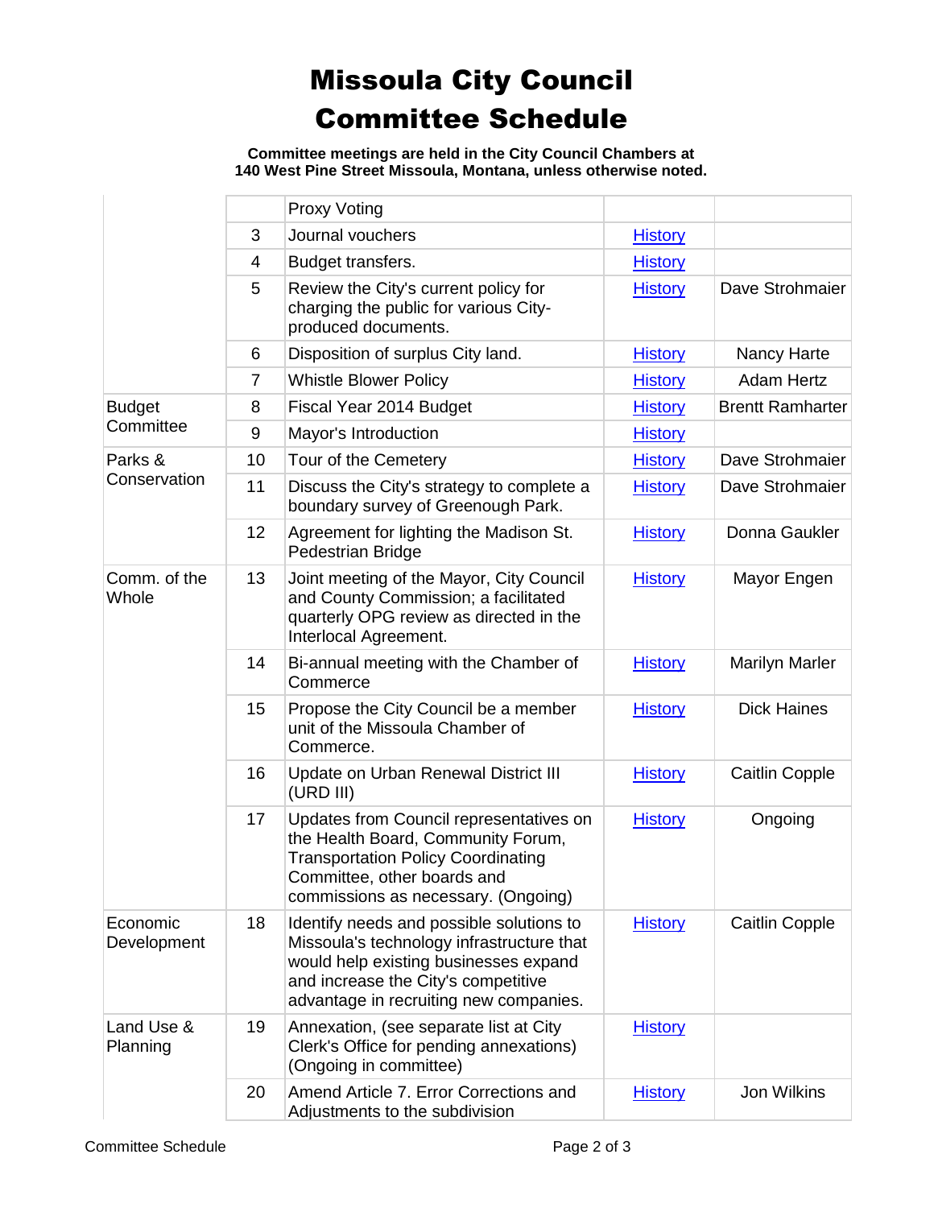# Missoula City Council Committee Schedule

**Committee meetings are held in the City Council Chambers at 140 West Pine Street Missoula, Montana, unless otherwise noted.**

| | | | | |
|---|---|---|---|---|
| | | Proxy Voting | | |
| | 3 | Journal vouchers | History | |
| | 4 | Budget transfers. | History | |
| | 5 | Review the City's current policy for charging the public for various City-produced documents. | History | Dave Strohmaier |
| | 6 | Disposition of surplus City land. | History | Nancy Harte |
| | 7 | Whistle Blower Policy | History | Adam Hertz |
| Budget Committee | 8 | Fiscal Year 2014 Budget | History | Brentt Ramharter |
| | 9 | Mayor's Introduction | History | |
| Parks & Conservation | 10 | Tour of the Cemetery | History | Dave Strohmaier |
| | 11 | Discuss the City's strategy to complete a boundary survey of Greenough Park. | History | Dave Strohmaier |
| | 12 | Agreement for lighting the Madison St. Pedestrian Bridge | History | Donna Gaukler |
| Comm. of the Whole | 13 | Joint meeting of the Mayor, City Council and County Commission; a facilitated quarterly OPG review as directed in the Interlocal Agreement. | History | Mayor Engen |
| | 14 | Bi-annual meeting with the Chamber of Commerce | History | Marilyn Marler |
| | 15 | Propose the City Council be a member unit of the Missoula Chamber of Commerce. | History | Dick Haines |
| | 16 | Update on Urban Renewal District III (URD III) | History | Caitlin Copple |
| | 17 | Updates from Council representatives on the Health Board, Community Forum, Transportation Policy Coordinating Committee, other boards and commissions as necessary. (Ongoing) | History | Ongoing |
| Economic Development | 18 | Identify needs and possible solutions to Missoula's technology infrastructure that would help existing businesses expand and increase the City's competitive advantage in recruiting new companies. | History | Caitlin Copple |
| Land Use & Planning | 19 | Annexation, (see separate list at City Clerk's Office for pending annexations) (Ongoing in committee) | History | |
| | 20 | Amend Article 7. Error Corrections and Adjustments to the subdivision | History | Jon Wilkins |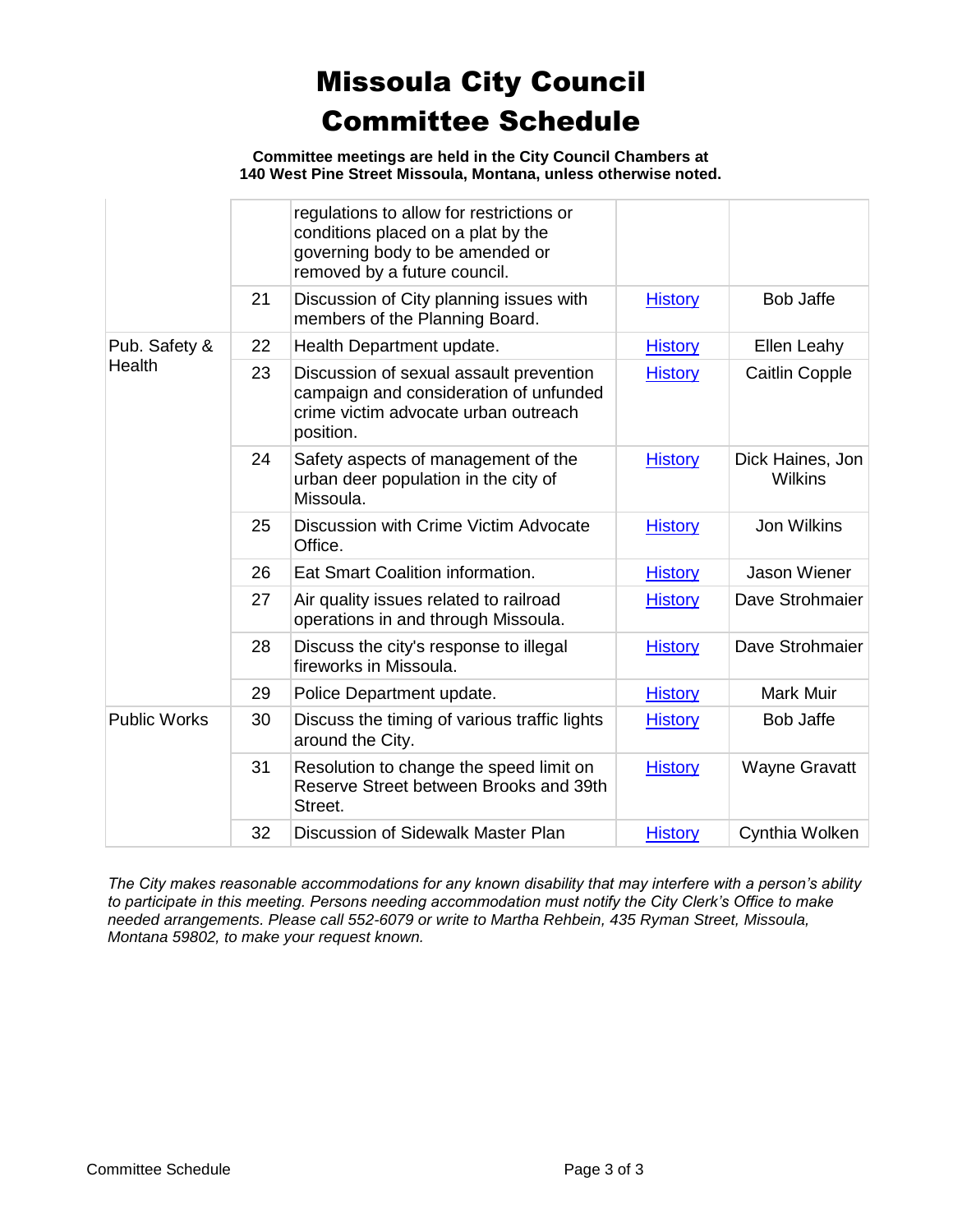# Missoula City Council Committee Schedule

**Committee meetings are held in the City Council Chambers at 140 West Pine Street Missoula, Montana, unless otherwise noted.**

| | | | | |
|---|---|---|---|---|
| | | regulations to allow for restrictions or conditions placed on a plat by the governing body to be amended or removed by a future council. | | |
| | 21 | Discussion of City planning issues with members of the Planning Board. | History | Bob Jaffe |
| Pub. Safety & Health | 22 | Health Department update. | History | Ellen Leahy |
| | 23 | Discussion of sexual assault prevention campaign and consideration of unfunded crime victim advocate urban outreach position. | History | Caitlin Copple |
| | 24 | Safety aspects of management of the urban deer population in the city of Missoula. | History | Dick Haines, Jon Wilkins |
| | 25 | Discussion with Crime Victim Advocate Office. | History | Jon Wilkins |
| | 26 | Eat Smart Coalition information. | History | Jason Wiener |
| | 27 | Air quality issues related to railroad operations in and through Missoula. | History | Dave Strohmaier |
| | 28 | Discuss the city's response to illegal fireworks in Missoula. | History | Dave Strohmaier |
| | 29 | Police Department update. | History | Mark Muir |
| Public Works | 30 | Discuss the timing of various traffic lights around the City. | History | Bob Jaffe |
| | 31 | Resolution to change the speed limit on Reserve Street between Brooks and 39th Street. | History | Wayne Gravatt |
| | 32 | Discussion of Sidewalk Master Plan | History | Cynthia Wolken |

*The City makes reasonable accommodations for any known disability that may interfere with a person's ability to participate in this meeting. Persons needing accommodation must notify the City Clerk's Office to make needed arrangements. Please call 552-6079 or write to Martha Rehbein, 435 Ryman Street, Missoula, Montana 59802, to make your request known.*